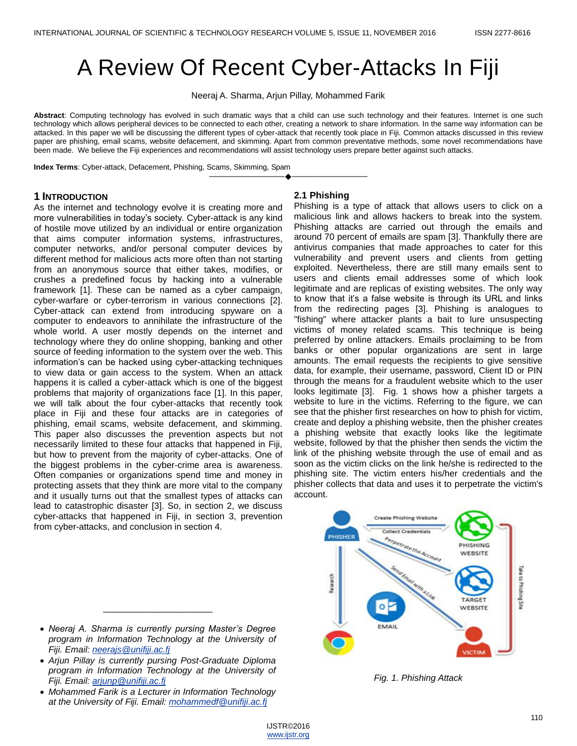# A Review Of Recent Cyber-Attacks In Fiji

Neeraj A. Sharma, Arjun Pillay, Mohammed Farik

**Abstract**: Computing technology has evolved in such dramatic ways that a child can use such technology and their features. Internet is one such technology which allows peripheral devices to be connected to each other, creating a network to share information. In the same way information can be attacked. In this paper we will be discussing the different types of cyber-attack that recently took place in Fiji. Common attacks discussed in this review paper are phishing, email scams, website defacement, and skimming. Apart from common preventative methods, some novel recommendations have been made. We believe the Fiji experiences and recommendations will assist technology users prepare better against such attacks.

**Index Terms**: Cyber-attack, Defacement, Phishing, Scams, Skimming, Spam

## 1 Introduction

As the internet and technology evolve it is creating more and more vulnerabilities in today's society. Cyber-attack is any kind of hostile move utilized by an individual or entire organization that aims computer information systems, infrastructures, computer networks, and/or personal computer devices by different method for malicious acts more often than not starting from an anonymous source that either takes, modifies, or crushes a predefined focus by hacking into a vulnerable framework [1]. These can be named as a cyber campaign, cyber-warfare or cyber-terrorism in various connections [2]. Cyber-attack can extend from introducing spyware on a computer to endeavors to annihilate the infrastructure of the whole world. A user mostly depends on the internet and technology where they do online shopping, banking and other source of feeding information to the system over the web. This information's can be hacked using cyber-attacking techniques to view data or gain access to the system. When an attack happens it is called a cyber-attack which is one of the biggest problems that majority of organizations face [1]. In this paper, we will talk about the four cyber-attacks that recently took place in Fiji and these four attacks are in categories of phishing, email scams, website defacement, and skimming. This paper also discusses the prevention aspects but not necessarily limited to these four attacks that happened in Fiji, but how to prevent from the majority of cyber-attacks. One of the biggest problems in the cyber-crime area is awareness. Often companies or organizations spend time and money in protecting assets that they think are more vital to the company and it usually turns out that the smallest types of attacks can lead to catastrophic disaster [3]. So, in section 2, we discuss cyber-attacks that happened in Fiji, in section 3, prevention from cyber-attacks, and conclusion in section 4.

- *Neeraj A. Sharma is currently pursing Master's Degree program in Information Technology at the University of Fiji. Email: neerajs@unifiji.ac.fj*
- *Arjun Pillay is currently pursing Post-Graduate Diploma program in Information Technology at the University of Fiji. Email: arjunp@unifiji.ac.fj*
- *Mohammed Farik is a Lecturer in Information Technology at the University of Fiji. Email: mohammedf@unifiji.ac.fj*

### 2.1 Phishing

Phishing is a type of attack that allows users to click on a malicious link and allows hackers to break into the system. Phishing attacks are carried out through the emails and around 70 percent of emails are spam [3]. Thankfully there are antivirus companies that made approaches to cater for this vulnerability and prevent users and clients from getting exploited. Nevertheless, there are still many emails sent to users and clients email addresses some of which look legitimate and are replicas of existing websites. The only way to know that it's a false website is through its URL and links from the redirecting pages [3]. Phishing is analogues to "fishing" where attacker plants a bait to lure unsuspecting victims of money related scams. This technique is being preferred by online attackers. Emails proclaiming to be from banks or other popular organizations are sent in large amounts. The email requests the recipients to give sensitive data, for example, their username, password, Client ID or PIN through the means for a fraudulent website which to the user looks legitimate [3]. Fig. 1 shows how a phisher targets a website to lure in the victims. Referring to the figure, we can see that the phisher first researches on how to phish for victim, create and deploy a phishing website, then the phisher creates a phishing website that exactly looks like the legitimate website, followed by that the phisher then sends the victim the link of the phishing website through the use of email and as soon as the victim clicks on the link he/she is redirected to the phishing site. The victim enters his/her credentials and the phisher collects that data and uses it to perpetrate the victim's account.

*Fig. 1. Phishing Attack*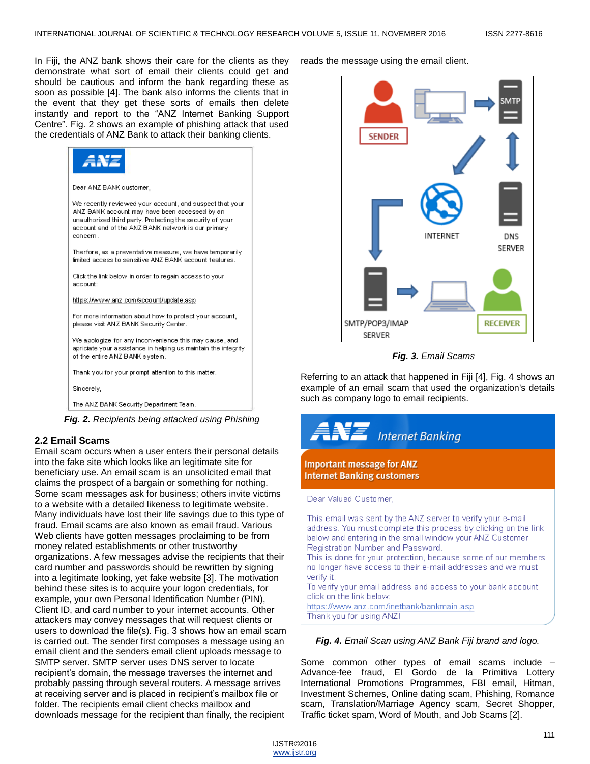In Fiji, the ANZ bank shows their care for the clients as they demonstrate what sort of email their clients could get and should be cautious and inform the bank regarding these as soon as possible [4]. The bank also informs the clients that in the event that they get these sorts of emails then delete instantly and report to the "ANZ Internet Banking Support Centre". Fig. 2 shows an example of phishing attack that used the credentials of ANZ Bank to attack their banking clients.

***Fig. 2.** Recipients being attacked using Phishing*

## 2.2 Email Scams

Email scam occurs when a user enters their personal details into the fake site which looks like an legitimate site for beneficiary use. An email scam is an unsolicited email that claims the prospect of a bargain or something for nothing. Some scam messages ask for business; others invite victims to a website with a detailed likeness to legitimate website. Many individuals have lost their life savings due to this type of fraud. Email scams are also known as email fraud. Various Web clients have gotten messages proclaiming to be from money related establishments or other trustworthy organizations. A few messages advise the recipients that their card number and passwords should be rewritten by signing into a legitimate looking, yet fake website [3]. The motivation behind these sites is to acquire your logon credentials, for example, your own Personal Identification Number (PIN), Client ID, and card number to your internet accounts. Other attackers may convey messages that will request clients or users to download the file(s). Fig. 3 shows how an email scam is carried out. The sender first composes a message using an email client and the senders email client uploads message to SMTP server. SMTP server uses DNS server to locate recipient's domain, the message traverses the internet and probably passing through several routers. A message arrives at receiving server and is placed in recipient's mailbox file or folder. The recipients email client checks mailbox and downloads message for the recipient than finally, the recipient reads the message using the email client.

***Fig. 3.** Email Scams*

Referring to an attack that happened in Fiji [4], Fig. 4 shows an example of an email scam that used the organization's details such as company logo to email recipients.

***Fig. 4.** Email Scan using ANZ Bank Fiji brand and logo.*

Some common other types of email scams include – Advance-fee fraud, El Gordo de la Primitiva Lottery International Promotions Programmes, FBI email, Hitman, Investment Schemes, Online dating scam, Phishing, Romance scam, Translation/Marriage Agency scam, Secret Shopper, Traffic ticket spam, Word of Mouth, and Job Scams [2].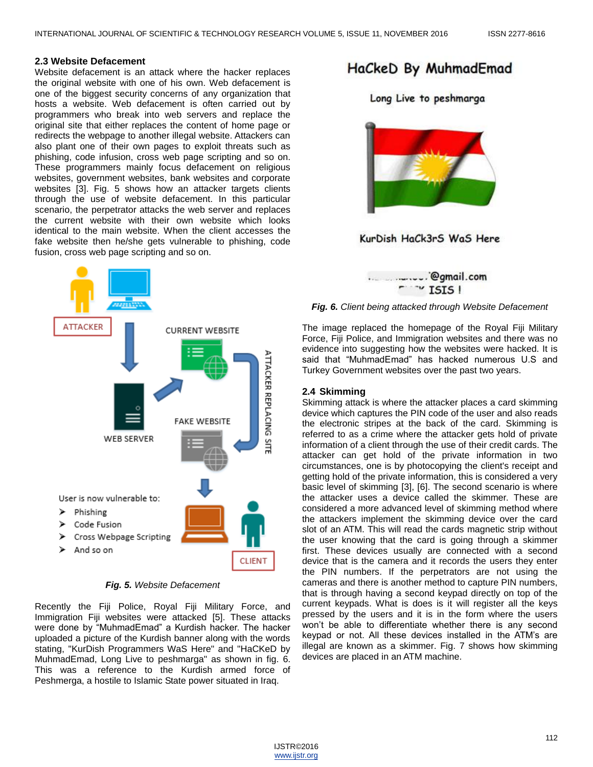## 2.3 Website Defacement

Website defacement is an attack where the hacker replaces the original website with one of his own. Web defacement is one of the biggest security concerns of any organization that hosts a website. Web defacement is often carried out by programmers who break into web servers and replace the original site that either replaces the content of home page or redirects the webpage to another illegal website. Attackers can also plant one of their own pages to exploit threats such as phishing, code infusion, cross web page scripting and so on. These programmers mainly focus defacement on religious websites, government websites, bank websites and corporate websites [3]. Fig. 5 shows how an attacker targets clients through the use of website defacement. In this particular scenario, the perpetrator attacks the web server and replaces the current website with their own website which looks identical to the main website. When the client accesses the fake website then he/she gets vulnerable to phishing, code fusion, cross web page scripting and so on.

***Fig. 5.*** *Website Defacement*

Recently the Fiji Police, Royal Fiji Military Force, and Immigration Fiji websites were attacked [5]. These attacks were done by "MuhmadEmad" a Kurdish hacker. The hacker uploaded a picture of the Kurdish banner along with the words stating, "KurDish Programmers WaS Here" and "HaCKeD by MuhmadEmad, Long Live to peshmarga" as shown in fig. 6. This was a reference to the Kurdish armed force of Peshmerga, a hostile to Islamic State power situated in Iraq.

***Fig. 6.*** *Client being attacked through Website Defacement*

The image replaced the homepage of the Royal Fiji Military Force, Fiji Police, and Immigration websites and there was no evidence into suggesting how the websites were hacked. It is said that "MuhmadEmad" has hacked numerous U.S and Turkey Government websites over the past two years.

## 2.4 Skimming

Skimming attack is where the attacker places a card skimming device which captures the PIN code of the user and also reads the electronic stripes at the back of the card. Skimming is referred to as a crime where the attacker gets hold of private information of a client through the use of their credit cards. The attacker can get hold of the private information in two circumstances, one is by photocopying the client's receipt and getting hold of the private information, this is considered a very basic level of skimming [3], [6]. The second scenario is where the attacker uses a device called the skimmer. These are considered a more advanced level of skimming method where the attackers implement the skimming device over the card slot of an ATM. This will read the cards magnetic strip without the user knowing that the card is going through a skimmer first. These devices usually are connected with a second device that is the camera and it records the users they enter the PIN numbers. If the perpetrators are not using the cameras and there is another method to capture PIN numbers, that is through having a second keypad directly on top of the current keypads. What is does is it will register all the keys pressed by the users and it is in the form where the users won't be able to differentiate whether there is any second keypad or not. All these devices installed in the ATM's are illegal are known as a skimmer. Fig. 7 shows how skimming devices are placed in an ATM machine.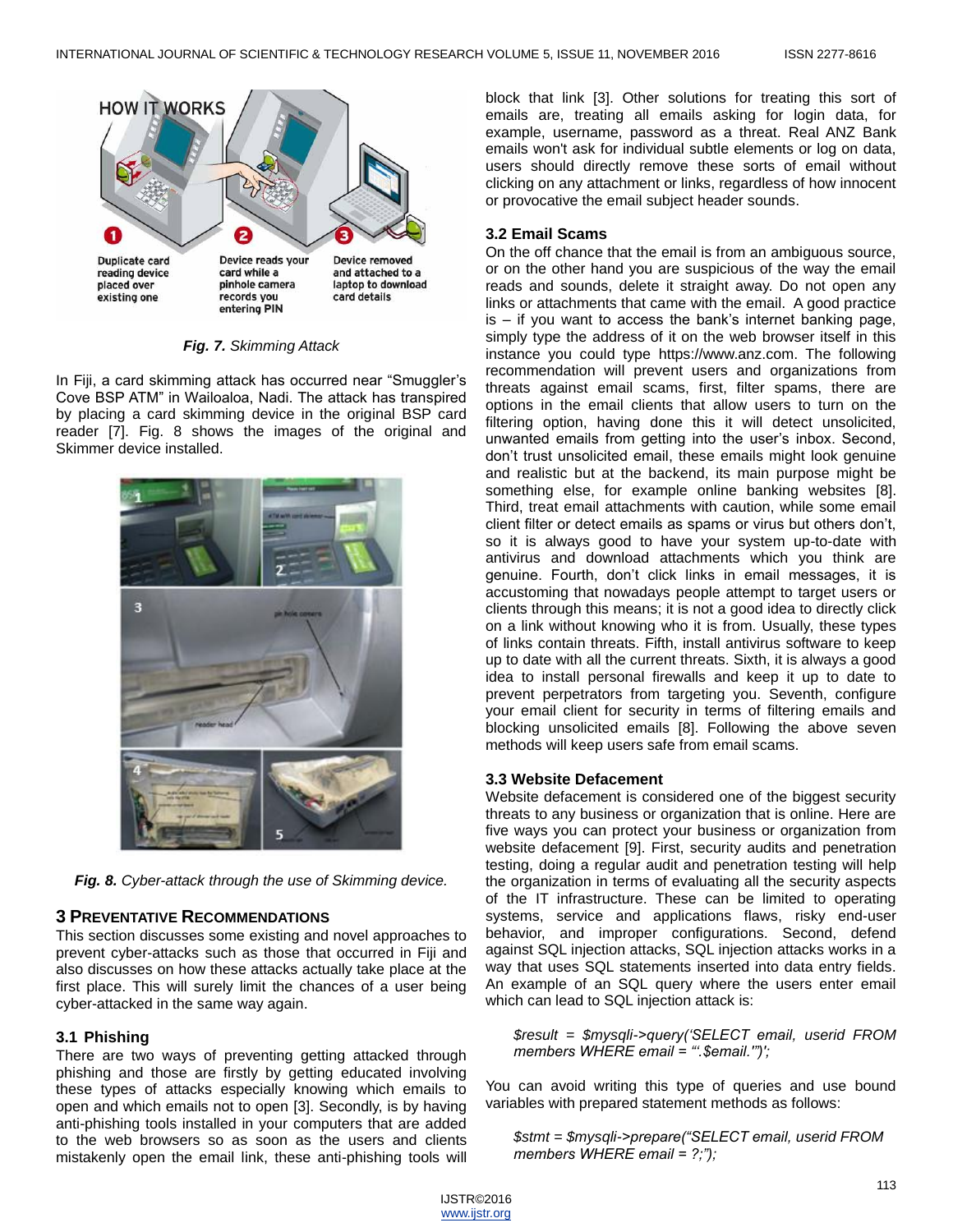*Fig. 7. Skimming Attack*

In Fiji, a card skimming attack has occurred near "Smuggler's Cove BSP ATM" in Wailoalоa, Nadi. The attack has transpired by placing a card skimming device in the original BSP card reader [7]. Fig. 8 shows the images of the original and Skimmer device installed.

*Fig. 8. Cyber-attack through the use of Skimming device.*

## 3 PREVENTATIVE RECOMMENDATIONS

This section discusses some existing and novel approaches to prevent cyber-attacks such as those that occurred in Fiji and also discusses on how these attacks actually take place at the first place. This will surely limit the chances of a user being cyber-attacked in the same way again.

### 3.1 Phishing

There are two ways of preventing getting attacked through phishing and those are firstly by getting educated involving these types of attacks especially knowing which emails to open and which emails not to open [3]. Secondly, is by having anti-phishing tools installed in your computers that are added to the web browsers so as soon as the users and clients mistakenly open the email link, these anti-phishing tools will block that link [3]. Other solutions for treating this sort of emails are, treating all emails asking for login data, for example, username, password as a threat. Real ANZ Bank emails won't ask for individual subtle elements or log on data, users should directly remove these sorts of email without clicking on any attachment or links, regardless of how innocent or provocative the email subject header sounds.

### 3.2 Email Scams

On the off chance that the email is from an ambiguous source, or on the other hand you are suspicious of the way the email reads and sounds, delete it straight away. Do not open any links or attachments that came with the email. A good practice is – if you want to access the bank's internet banking page, simply type the address of it on the web browser itself in this instance you could type https://www.anz.com. The following recommendation will prevent users and organizations from threats against email scams, first, filter spams, there are options in the email clients that allow users to turn on the filtering option, having done this it will detect unsolicited, unwanted emails from getting into the user's inbox. Second, don't trust unsolicited email, these emails might look genuine and realistic but at the backend, its main purpose might be something else, for example online banking websites [8]. Third, treat email attachments with caution, while some email client filter or detect emails as spams or virus but others don't, so it is always good to have your system up-to-date with antivirus and download attachments which you think are genuine. Fourth, don't click links in email messages, it is accustoming that nowadays people attempt to target users or clients through this means; it is not a good idea to directly click on a link without knowing who it is from. Usually, these types of links contain threats. Fifth, install antivirus software to keep up to date with all the current threats. Sixth, it is always a good idea to install personal firewalls and keep it up to date to prevent perpetrators from targeting you. Seventh, configure your email client for security in terms of filtering emails and blocking unsolicited emails [8]. Following the above seven methods will keep users safe from email scams.

### 3.3 Website Defacement

Website defacement is considered one of the biggest security threats to any business or organization that is online. Here are five ways you can protect your business or organization from website defacement [9]. First, security audits and penetration testing, doing a regular audit and penetration testing will help the organization in terms of evaluating all the security aspects of the IT infrastructure. These can be limited to operating systems, service and applications flaws, risky end-user behavior, and improper configurations. Second, defend against SQL injection attacks, SQL injection attacks works in a way that uses SQL statements inserted into data entry fields. An example of an SQL query where the users enter email which can lead to SQL injection attack is:

*$result = $mysqli->query('SELECT email, userid FROM members WHERE email = "'.$email.'"');*

You can avoid writing this type of queries and use bound variables with prepared statement methods as follows:

*$stmt = $mysqli->prepare("SELECT email, userid FROM members WHERE email = ?;");*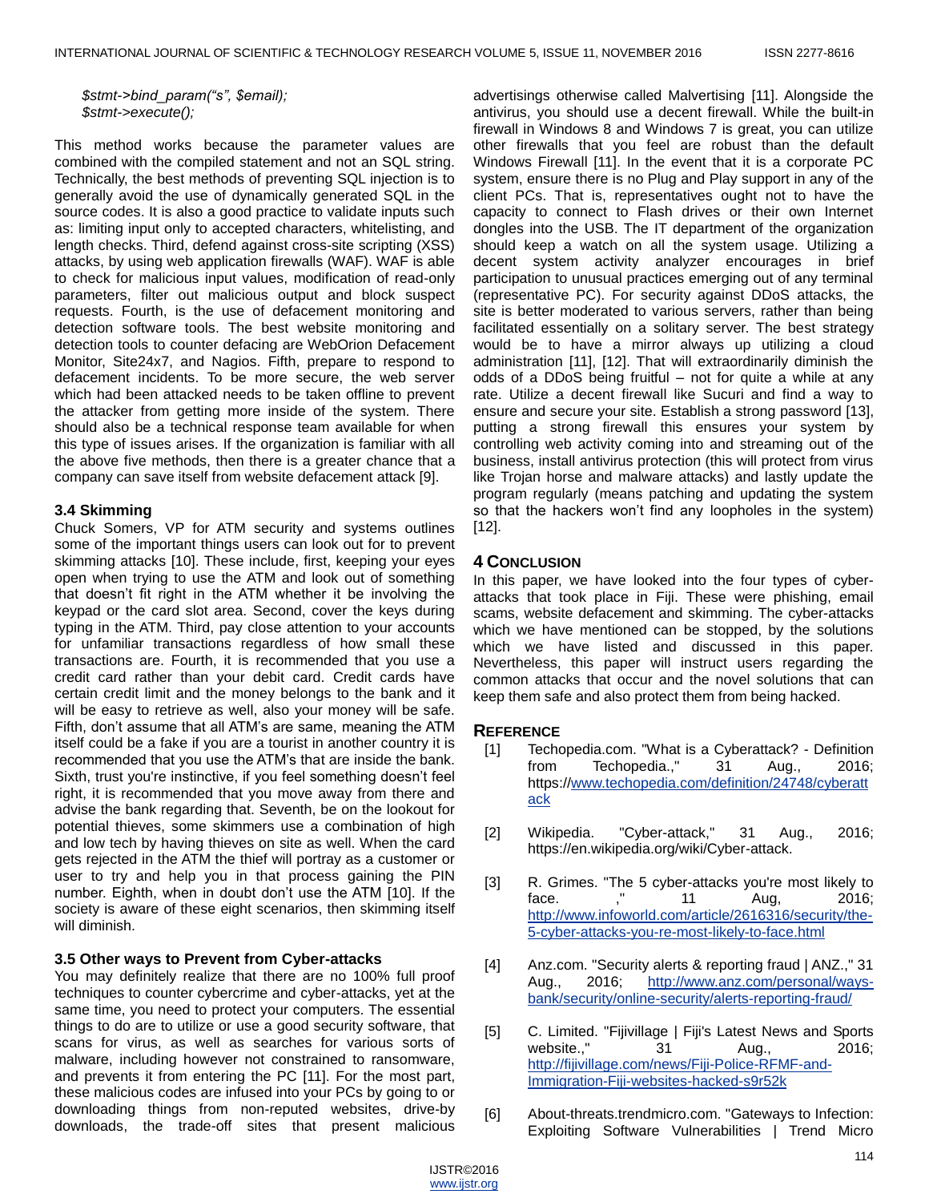```
$stmt->bind_param("s", $email);
$stmt->execute();
```

This method works because the parameter values are combined with the compiled statement and not an SQL string. Technically, the best methods of preventing SQL injection is to generally avoid the use of dynamically generated SQL in the source codes. It is also a good practice to validate inputs such as: limiting input only to accepted characters, whitelisting, and length checks. Third, defend against cross-site scripting (XSS) attacks, by using web application firewalls (WAF). WAF is able to check for malicious input values, modification of read-only parameters, filter out malicious output and block suspect requests. Fourth, is the use of defacement monitoring and detection software tools. The best website monitoring and detection tools to counter defacing are WebOrion Defacement Monitor, Site24x7, and Nagios. Fifth, prepare to respond to defacement incidents. To be more secure, the web server which had been attacked needs to be taken offline to prevent the attacker from getting more inside of the system. There should also be a technical response team available for when this type of issues arises. If the organization is familiar with all the above five methods, then there is a greater chance that a company can save itself from website defacement attack [9].

### 3.4 Skimming

Chuck Somers, VP for ATM security and systems outlines some of the important things users can look out for to prevent skimming attacks [10]. These include, first, keeping your eyes open when trying to use the ATM and look out of something that doesn't fit right in the ATM whether it be involving the keypad or the card slot area. Second, cover the keys during typing in the ATM. Third, pay close attention to your accounts for unfamiliar transactions regardless of how small these transactions are. Fourth, it is recommended that you use a credit card rather than your debit card. Credit cards have certain credit limit and the money belongs to the bank and it will be easy to retrieve as well, also your money will be safe. Fifth, don't assume that all ATM's are same, meaning the ATM itself could be a fake if you are a tourist in another country it is recommended that you use the ATM's that are inside the bank. Sixth, trust you're instinctive, if you feel something doesn't feel right, it is recommended that you move away from there and advise the bank regarding that. Seventh, be on the lookout for potential thieves, some skimmers use a combination of high and low tech by having thieves on site as well. When the card gets rejected in the ATM the thief will portray as a customer or user to try and help you in that process gaining the PIN number. Eighth, when in doubt don't use the ATM [10]. If the society is aware of these eight scenarios, then skimming itself will diminish.

### 3.5 Other ways to Prevent from Cyber-attacks

You may definitely realize that there are no 100% full proof techniques to counter cybercrime and cyber-attacks, yet at the same time, you need to protect your computers. The essential things to do are to utilize or use a good security software, that scans for virus, as well as searches for various sorts of malware, including however not constrained to ransomware, and prevents it from entering the PC [11]. For the most part, these malicious codes are infused into your PCs by going to or downloading things from non-reputed websites, drive-by downloads, the trade-off sites that present malicious advertisings otherwise called Malvertising [11]. Alongside the antivirus, you should use a decent firewall. While the built-in firewall in Windows 8 and Windows 7 is great, you can utilize other firewalls that you feel are robust than the default Windows Firewall [11]. In the event that it is a corporate PC system, ensure there is no Plug and Play support in any of the client PCs. That is, representatives ought not to have the capacity to connect to Flash drives or their own Internet dongles into the USB. The IT department of the organization should keep a watch on all the system usage. Utilizing a decent system activity analyzer encourages in brief participation to unusual practices emerging out of any terminal (representative PC). For security against DDoS attacks, the site is better moderated to various servers, rather than being facilitated essentially on a solitary server. The best strategy would be to have a mirror always up utilizing a cloud administration [11], [12]. That will extraordinarily diminish the odds of a DDoS being fruitful – not for quite a while at any rate. Utilize a decent firewall like Sucuri and find a way to ensure and secure your site. Establish a strong password [13], putting a strong firewall this ensures your system by controlling web activity coming into and streaming out of the business, install antivirus protection (this will protect from virus like Trojan horse and malware attacks) and lastly update the program regularly (means patching and updating the system so that the hackers won't find any loopholes in the system) [12].

## 4 Conclusion

In this paper, we have looked into the four types of cyber-attacks that took place in Fiji. These were phishing, email scams, website defacement and skimming. The cyber-attacks which we have mentioned can be stopped, by the solutions which we have listed and discussed in this paper. Nevertheless, this paper will instruct users regarding the common attacks that occur and the novel solutions that can keep them safe and also protect them from being hacked.

## Reference

[1] Techopedia.com. "What is a Cyberattack? - Definition from Techopedia.," 31 Aug., 2016; https://www.techopedia.com/definition/24748/cyberattack

[2] Wikipedia. "Cyber-attack," 31 Aug., 2016; https://en.wikipedia.org/wiki/Cyber-attack.

[3] R. Grimes. "The 5 cyber-attacks you're most likely to face. ," 11 Aug, 2016; http://www.infoworld.com/article/2616316/security/the-5-cyber-attacks-you-re-most-likely-to-face.html

[4] Anz.com. "Security alerts & reporting fraud | ANZ.," 31 Aug., 2016; http://www.anz.com/personal/ways-bank/security/online-security/alerts-reporting-fraud/

[5] C. Limited. "Fijivillage | Fiji's Latest News and Sports website.," 31 Aug., 2016; http://fijivillage.com/news/Fiji-Police-RFMF-and-Immigration-Fiji-websites-hacked-s9r52k

[6] About-threats.trendmicro.com. "Gateways to Infection: Exploiting Software Vulnerabilities | Trend Micro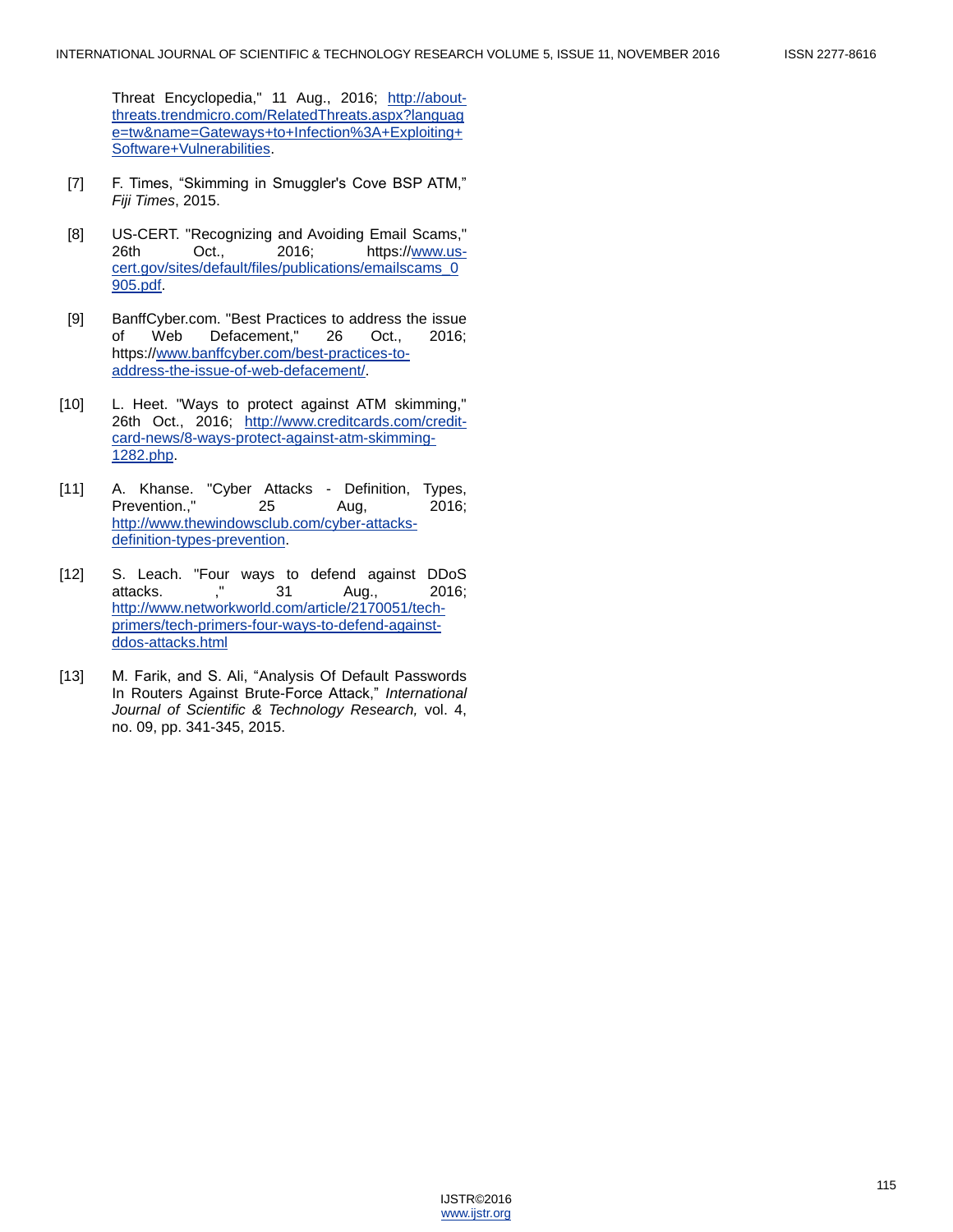Threat Encyclopedia," 11 Aug., 2016; http://about-threats.trendmicro.com/RelatedThreats.aspx?language=tw&name=Gateways+to+Infection%3A+Exploiting+Software+Vulnerabilities.

[7] F. Times, “Skimming in Smuggler's Cove BSP ATM,” *Fiji Times*, 2015.

[8] US-CERT. "Recognizing and Avoiding Email Scams," 26th Oct., 2016; https://www.us-cert.gov/sites/default/files/publications/emailscams_0905.pdf.

[9] BanffCyber.com. "Best Practices to address the issue of Web Defacement," 26 Oct., 2016; https://www.banffcyber.com/best-practices-to-address-the-issue-of-web-defacement/.

[10] L. Heet. "Ways to protect against ATM skimming," 26th Oct., 2016; http://www.creditcards.com/credit-card-news/8-ways-protect-against-atm-skimming-1282.php.

[11] A. Khanse. "Cyber Attacks - Definition, Types, Prevention.," 25 Aug, 2016; http://www.thewindowsclub.com/cyber-attacks-definition-types-prevention.

[12] S. Leach. "Four ways to defend against DDoS attacks. ," 31 Aug., 2016; http://www.networkworld.com/article/2170051/tech-primers/tech-primers-four-ways-to-defend-against-ddos-attacks.html

[13] M. Farik, and S. Ali, “Analysis Of Default Passwords In Routers Against Brute-Force Attack,” *International Journal of Scientific & Technology Research,* vol. 4, no. 09, pp. 341-345, 2015.